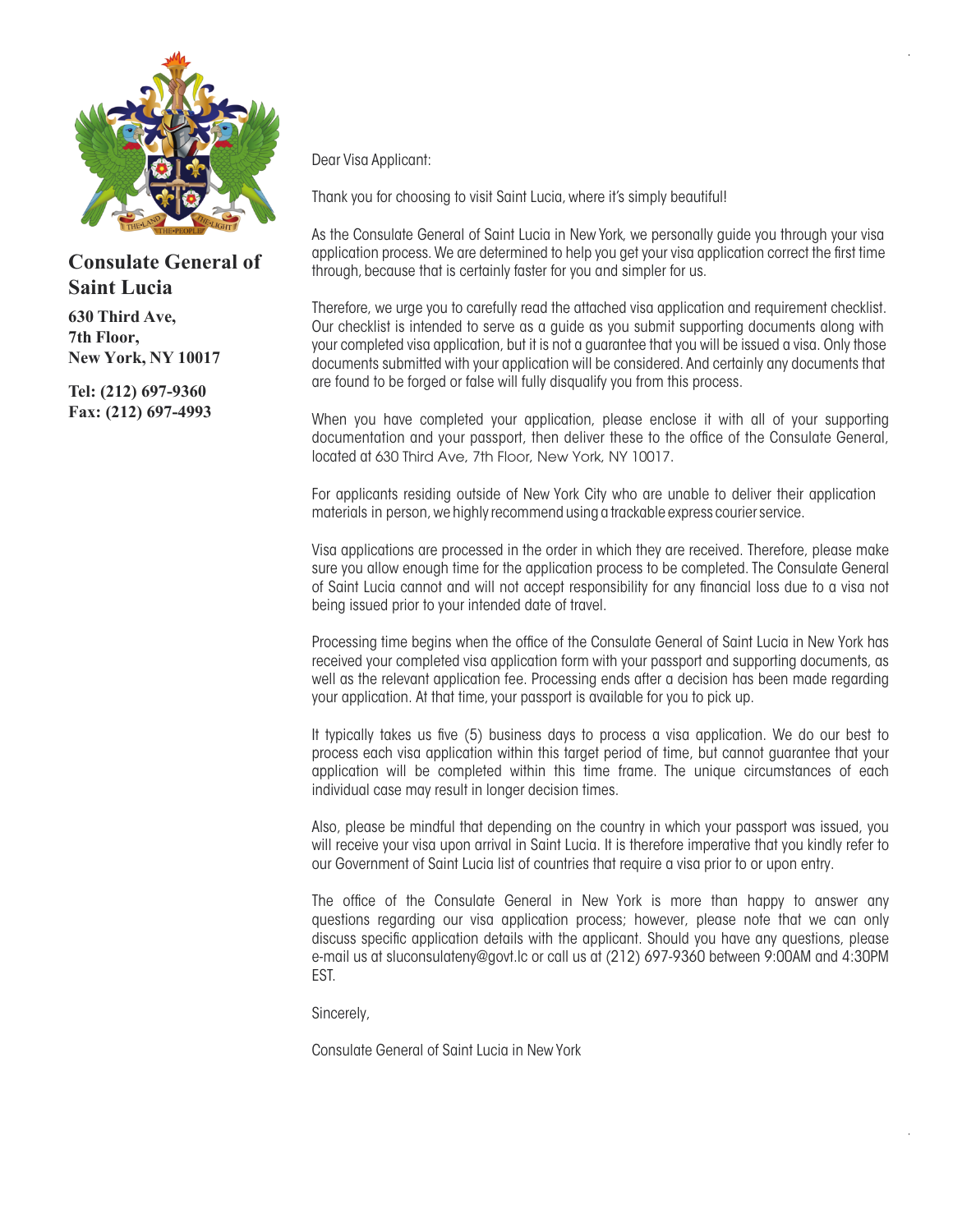**Consulate General of Saint Lucia**

**630 Third Ave,**
**7th Floor,**
**New York, NY 10017**

**Tel: (212) 697-9360**
**Fax: (212) 697-4993**

Dear Visa Applicant:

Thank you for choosing to visit Saint Lucia, where it's simply beautiful!

As the Consulate General of Saint Lucia in New York, we personally guide you through your visa application process. We are determined to help you get your visa application correct the first time through, because that is certainly faster for you and simpler for us.

Therefore, we urge you to carefully read the attached visa application and requirement checklist. Our checklist is intended to serve as a guide as you submit supporting documents along with your completed visa application, but it is not a guarantee that you will be issued a visa. Only those documents submitted with your application will be considered. And certainly any documents that are found to be forged or false will fully disqualify you from this process.

When you have completed your application, please enclose it with all of your supporting documentation and your passport, then deliver these to the office of the Consulate General, located at 630 Third Ave, 7th Floor, New York, NY 10017.

For applicants residing outside of New York City who are unable to deliver their application materials in person, we highly recommend using a trackable express courier service.

Visa applications are processed in the order in which they are received. Therefore, please make sure you allow enough time for the application process to be completed. The Consulate General of Saint Lucia cannot and will not accept responsibility for any financial loss due to a visa not being issued prior to your intended date of travel.

Processing time begins when the office of the Consulate General of Saint Lucia in New York has received your completed visa application form with your passport and supporting documents, as well as the relevant application fee. Processing ends after a decision has been made regarding your application. At that time, your passport is available for you to pick up.

It typically takes us five (5) business days to process a visa application. We do our best to process each visa application within this target period of time, but cannot guarantee that your application will be completed within this time frame. The unique circumstances of each individual case may result in longer decision times.

Also, please be mindful that depending on the country in which your passport was issued, you will receive your visa upon arrival in Saint Lucia. It is therefore imperative that you kindly refer to our Government of Saint Lucia list of countries that require a visa prior to or upon entry.

The office of the Consulate General in New York is more than happy to answer any questions regarding our visa application process; however, please note that we can only discuss specific application details with the applicant. Should you have any questions, please e-mail us at sluconsulateny@govt.lc or call us at (212) 697-9360 between 9:00AM and 4:30PM EST.

Sincerely,

Consulate General of Saint Lucia in New York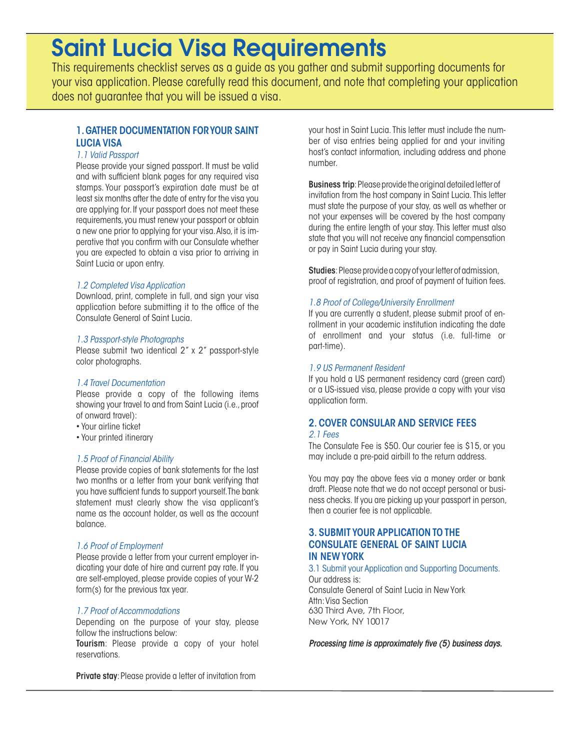# Saint Lucia Visa Requirements

This requirements checklist serves as a guide as you gather and submit supporting documents for your visa application. Please carefully read this document, and note that completing your application does not guarantee that you will be issued a visa.

## 1. GATHER DOCUMENTATION FOR YOUR SAINT LUCIA VISA

### *1.1 Valid Passport*

Please provide your signed passport. It must be valid and with sufficient blank pages for any required visa stamps. Your passport's expiration date must be at least six months after the date of entry for the visa you are applying for. If your passport does not meet these requirements, you must renew your passport or obtain a new one prior to applying for your visa. Also, it is imperative that you confirm with our Consulate whether you are expected to obtain a visa prior to arriving in Saint Lucia or upon entry.

### *1.2 Completed Visa Application*

Download, print, complete in full, and sign your visa application before submitting it to the office of the Consulate General of Saint Lucia.

### *1.3 Passport-style Photographs*

Please submit two identical 2" x 2" passport-style color photographs.

### *1.4 Travel Documentation*

Please provide a copy of the following items showing your travel to and from Saint Lucia (i.e., proof of onward travel):

- Your airline ticket
- Your printed itinerary

### *1.5 Proof of Financial Ability*

Please provide copies of bank statements for the last two months or a letter from your bank verifying that you have sufficient funds to support yourself. The bank statement must clearly show the visa applicant's name as the account holder, as well as the account balance.

### *1.6 Proof of Employment*

Please provide a letter from your current employer indicating your date of hire and current pay rate. If you are self-employed, please provide copies of your W-2 form(s) for the previous tax year.

### *1.7 Proof of Accommodations*

Depending on the purpose of your stay, please follow the instructions below:

**Tourism**: Please provide a copy of your hotel reservations.

**Private stay**: Please provide a letter of invitation from your host in Saint Lucia. This letter must include the number of visa entries being applied for and your inviting host's contact information, including address and phone number.

**Business trip**: Please provide the original detailed letter of invitation from the host company in Saint Lucia. This letter must state the purpose of your stay, as well as whether or not your expenses will be covered by the host company during the entire length of your stay. This letter must also state that you will not receive any financial compensation or pay in Saint Lucia during your stay.

**Studies**: Please provide a copy of your letter of admission, proof of registration, and proof of payment of tuition fees.

### *1.8 Proof of College/University Enrollment*

If you are currently a student, please submit proof of enrollment in your academic institution indicating the date of enrollment and your status (i.e. full-time or part-time).

### *1.9 US Permanent Resident*

If you hold a US permanent residency card (green card) or a US-issued visa, please provide a copy with your visa application form.

## 2. COVER CONSULAR AND SERVICE FEES

### *2.1 Fees*

The Consulate Fee is $50. Our courier fee is $15, or you may include a pre-paid airbill to the return address.

You may pay the above fees via a money order or bank draft. Please note that we do not accept personal or business checks. If you are picking up your passport in person, then a courier fee is not applicable.

## 3. SUBMIT YOUR APPLICATION TO THE CONSULATE GENERAL OF SAINT LUCIA IN NEW YORK

### 3.1 Submit your Application and Supporting Documents.

Our address is:
Consulate General of Saint Lucia in New York
Attn: Visa Section
630 Third Ave, 7th Floor,
New York, NY 10017

***Processing time is approximately five (5) business days.***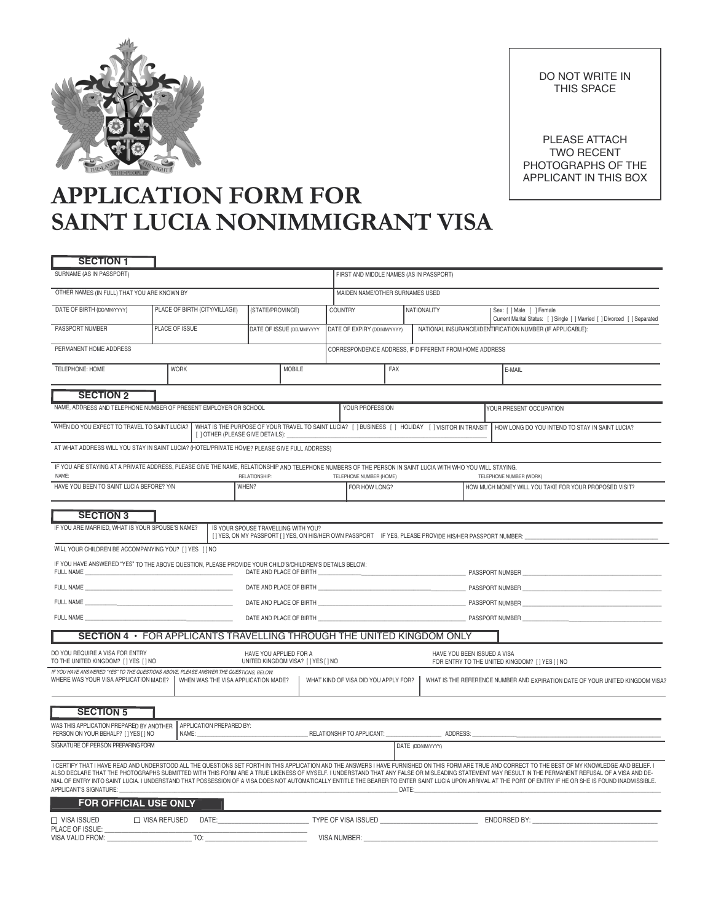DO NOT WRITE IN THIS SPACE

PLEASE ATTACH TWO RECENT PHOTOGRAPHS OF THE APPLICANT IN THIS BOX

# APPLICATION FORM FOR SAINT LUCIA NONIMMIGRANT VISA

## SECTION 1

| | | | | | |
|---|---|---|---|---|---|
| SURNAME (AS IN PASSPORT) | | | FIRST AND MIDDLE NAMES (AS IN PASSPORT) | | |
| OTHER NAMES (IN FULL) THAT YOU ARE KNOWN BY | | | MAIDEN NAME/OTHER SURNAMES USED | | |
| DATE OF BIRTH (DD/MM/YYYY) | PLACE OF BIRTH (CITY/VILLAGE) | (STATE/PROVINCE) | COUNTRY | NATIONALITY | Sex: [ ] Male [ ] Female<br>Current Marital Status: [ ] Single [ ] Married [ ] Divorced [ ] Separated |
| PASSPORT NUMBER | PLACE OF ISSUE | DATE OF ISSUE (DD/MM/YYYY | DATE OF EXPIRY (DD/MM/YYYY) | NATIONAL INSURANCE/IDENTIFICATION NUMBER (IF APPLICABLE): | |
| PERMANENT HOME ADDRESS | | | CORRESPONDENCE ADDRESS, IF DIFFERENT FROM HOME ADDRESS | | |
| TELEPHONE: HOME | WORK | MOBILE | FAX | | E-MAIL |

## SECTION 2

| | | |
|---|---|---|
| NAME, ADDRESS AND TELEPHONE NUMBER OF PRESENT EMPLOYER OR SCHOOL | YOUR PROFESSION | YOUR PRESENT OCCUPATION |
| WHEN DO YOU EXPECT TO TRAVEL TO SAINT LUCIA? | WHAT IS THE PURPOSE OF YOUR TRAVEL TO SAINT LUCIA? [ ] BUSINESS [ ] HOLIDAY [ ] VISITOR IN TRANSIT [ ] OTHER (PLEASE GIVE DETAILS): ______ | HOW LONG DO YOU INTEND TO STAY IN SAINT LUCIA? |

AT WHAT ADDRESS WILL YOU STAY IN SAINT LUCIA? (HOTEL/PRIVATE HOME? PLEASE GIVE FULL ADDRESS)

IF YOU ARE STAYING AT A PRIVATE ADDRESS, PLEASE GIVE THE NAME, RELATIONSHIP AND TELEPHONE NUMBERS OF THE PERSON IN SAINT LUCIA WITH WHO YOU WILL STAYING.

| NAME: | RELATIONSHIP: | TELEPHONE NUMBER (HOME) | TELEPHONE NUMBER (WORK) |
|---|---|---|---|
| HAVE YOU BEEN TO SAINT LUCIA BEFORE? Y/N | WHEN? | FOR HOW LONG? | HOW MUCH MONEY WILL YOU TAKE FOR YOUR PROPOSED VISIT? |

## SECTION 3

IF YOU ARE MARRIED, WHAT IS YOUR SPOUSE'S NAME?

IS YOUR SPOUSE TRAVELLING WITH YOU?
[ ] YES, ON MY PASSPORT [ ] YES, ON HIS/HER OWN PASSPORT IF YES, PLEASE PROVIDE HIS/HER PASSPORT NUMBER: ______

WILL YOUR CHILDREN BE ACCOMPANYING YOU? [ ] YES [ ] NO

IF YOU HAVE ANSWERED "YES" TO THE ABOVE QUESTION, PLEASE PROVIDE YOUR CHILD'S/CHILDREN'S DETAILS BELOW:

FULL NAME ______ DATE AND PLACE OF BIRTH ______ PASSPORT NUMBER ______

FULL NAME ______ DATE AND PLACE OF BIRTH ______ PASSPORT NUMBER ______

FULL NAME ______ DATE AND PLACE OF BIRTH ______ PASSPORT NUMBER ______

FULL NAME ______ DATE AND PLACE OF BIRTH ______ PASSPORT NUMBER ______

## SECTION 4 • FOR APPLICANTS TRAVELLING THROUGH THE UNITED KINGDOM ONLY

DO YOU REQUIRE A VISA FOR ENTRY TO THE UNITED KINGDOM? [ ] YES [ ] NO

HAVE YOU APPLIED FOR A UNITED KINGDOM VISA? [ ] YES [ ] NO

HAVE YOU BEEN ISSUED A VISA FOR ENTRY TO THE UNITED KINGDOM? [ ] YES [ ] NO

*IF YOU HAVE ANSWERED "YES" TO THE QUESTIONS ABOVE, PLEASE ANSWER THE QUESTIONS, BELOW.*

| WHERE WAS YOUR VISA APPLICATION MADE? | WHEN WAS THE VISA APPLICATION MADE? | WHAT KIND OF VISA DID YOU APPLY FOR? | WHAT IS THE REFERENCE NUMBER AND EXPIRATION DATE OF YOUR UNITED KINGDOM VISA? |
|---|---|---|---|
| | | | |

## SECTION 5

WAS THIS APPLICATION PREPARED BY ANOTHER PERSON ON YOUR BEHALF? [ ] YES [ ] NO

APPLICATION PREPARED BY:
NAME: ______ RELATIONSHIP TO APPLICANT: ______ ADDRESS: ______

SIGNATURE OF PERSON PREPARING FORM ______ DATE (DD/MM/YYYY)

I CERTIFY THAT I HAVE READ AND UNDERSTOOD ALL THE QUESTIONS SET FORTH IN THIS APPLICATION AND THE ANSWERS I HAVE FURNISHED ON THIS FORM ARE TRUE AND CORRECT TO THE BEST OF MY KNOWLEDGE AND BELIEF. I ALSO DECLARE THAT THE PHOTOGRAPHS SUBMITTED WITH THIS FORM ARE A TRUE LIKENESS OF MYSELF. I UNDERSTAND THAT ANY FALSE OR MISLEADING STATEMENT MAY RESULT IN THE PERMANENT REFUSAL OF A VISA AND DENIAL OF ENTRY INTO SAINT LUCIA. I UNDERSTAND THAT POSSESSION OF A VISA DOES NOT AUTOMATICALLY ENTITLE THE BEARER TO ENTER SAINT LUCIA UPON ARRIVAL AT THE PORT OF ENTRY IF HE OR SHE IS FOUND INADMISSIBLE.

APPLICANT'S SIGNATURE: ______ DATE: ______

## FOR OFFICIAL USE ONLY

☐ VISA ISSUED ☐ VISA REFUSED DATE: ______ TYPE OF VISA ISSUED ______ ENDORSED BY: ______

PLACE OF ISSUE: ______

VISA VALID FROM: ______ TO: ______ VISA NUMBER: ______